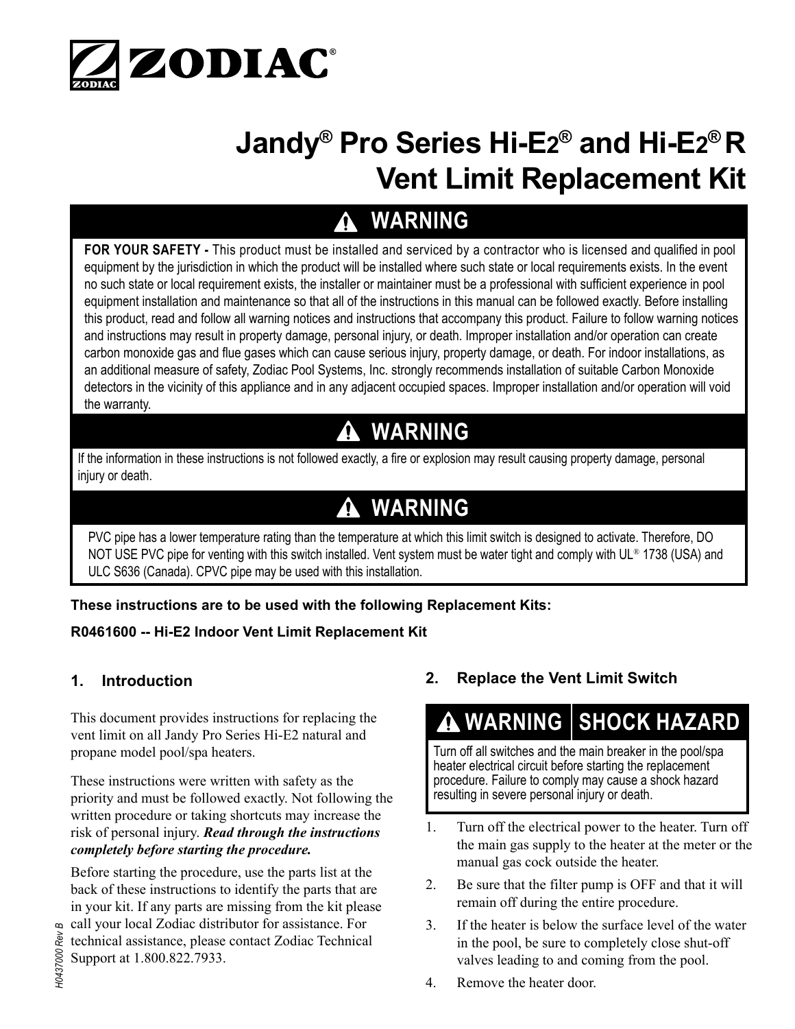ZODIAC®

# Jandy® Pro Series Hi-E2® and Hi-E2® R Vent Limit Replacement Kit

**⚠ WARNING**

**FOR YOUR SAFETY -** This product must be installed and serviced by a contractor who is licensed and qualified in pool equipment by the jurisdiction in which the product will be installed where such state or local requirements exists. In the event no such state or local requirement exists, the installer or maintainer must be a professional with sufficient experience in pool equipment installation and maintenance so that all of the instructions in this manual can be followed exactly. Before installing this product, read and follow all warning notices and instructions that accompany this product. Failure to follow warning notices and instructions may result in property damage, personal injury, or death. Improper installation and/or operation can create carbon monoxide gas and flue gases which can cause serious injury, property damage, or death. For indoor installations, as an additional measure of safety, Zodiac Pool Systems, Inc. strongly recommends installation of suitable Carbon Monoxide detectors in the vicinity of this appliance and in any adjacent occupied spaces. Improper installation and/or operation will void the warranty.

**⚠ WARNING**

If the information in these instructions is not followed exactly, a fire or explosion may result causing property damage, personal injury or death.

**⚠ WARNING**

PVC pipe has a lower temperature rating than the temperature at which this limit switch is designed to activate. Therefore, DO NOT USE PVC pipe for venting with this switch installed. Vent system must be water tight and comply with UL® 1738 (USA) and ULC S636 (Canada). CPVC pipe may be used with this installation.

**These instructions are to be used with the following Replacement Kits:**

**R0461600 -- Hi-E2 Indoor Vent Limit Replacement Kit**

## 1. Introduction

This document provides instructions for replacing the vent limit on all Jandy Pro Series Hi-E2 natural and propane model pool/spa heaters.

These instructions were written with safety as the priority and must be followed exactly. Not following the written procedure or taking shortcuts may increase the risk of personal injury. ***Read through the instructions completely before starting the procedure.***

Before starting the procedure, use the parts list at the back of these instructions to identify the parts that are in your kit. If any parts are missing from the kit please call your local Zodiac distributor for assistance. For technical assistance, please contact Zodiac Technical Support at 1.800.822.7933.

## 2. Replace the Vent Limit Switch

**⚠ WARNING | SHOCK HAZARD**

Turn off all switches and the main breaker in the pool/spa heater electrical circuit before starting the replacement procedure. Failure to comply may cause a shock hazard resulting in severe personal injury or death.

1. Turn off the electrical power to the heater. Turn off the main gas supply to the heater at the meter or the manual gas cock outside the heater.
2. Be sure that the filter pump is OFF and that it will remain off during the entire procedure.
3. If the heater is below the surface level of the water in the pool, be sure to completely close shut-off valves leading to and coming from the pool.
4. Remove the heater door.

H0437000 Rev B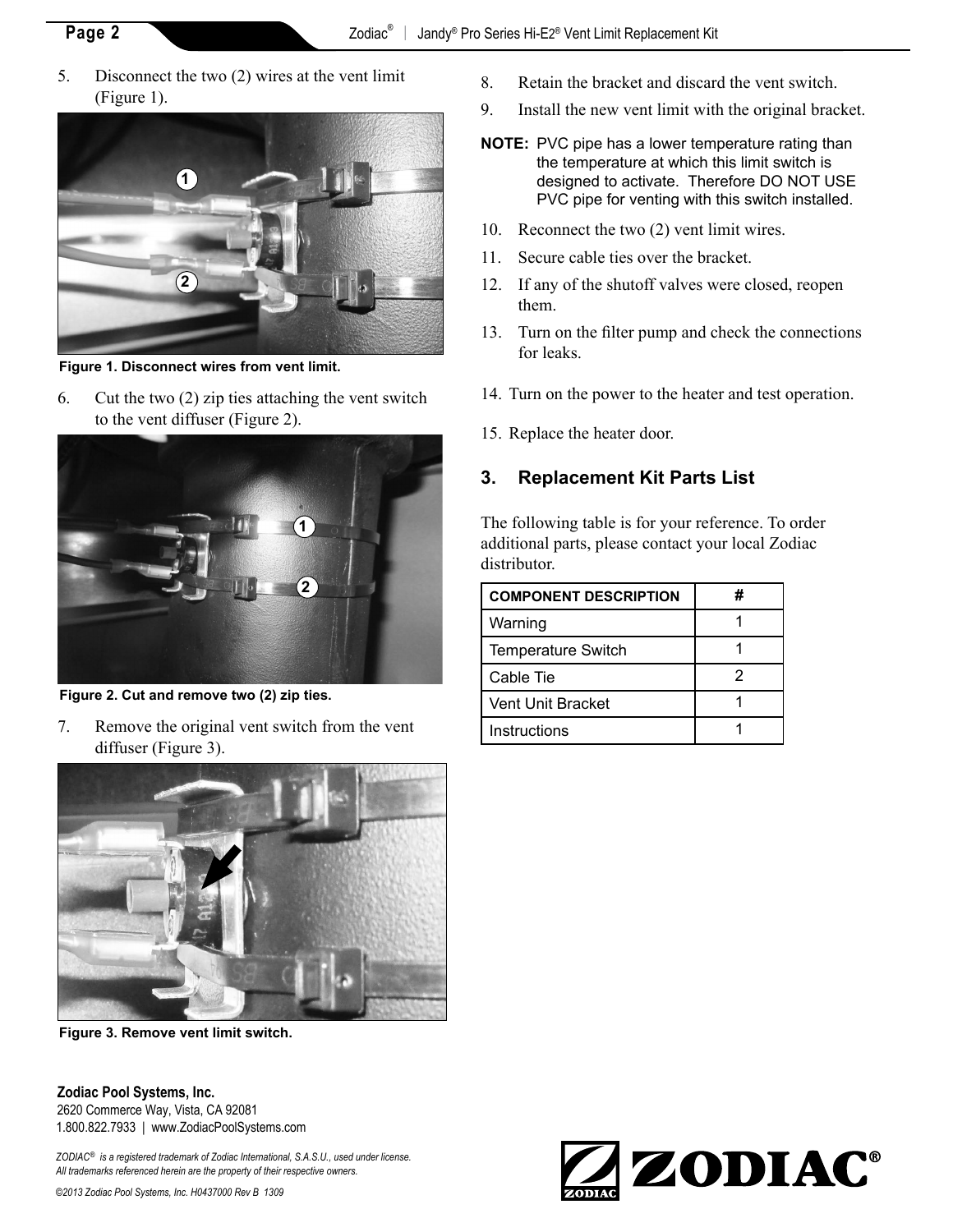5. Disconnect the two (2) wires at the vent limit (Figure 1).

Figure 1. Disconnect wires from vent limit.

6. Cut the two (2) zip ties attaching the vent switch to the vent diffuser (Figure 2).

Figure 2. Cut and remove two (2) zip ties.

7. Remove the original vent switch from the vent diffuser (Figure 3).

Figure 3. Remove vent limit switch.

8. Retain the bracket and discard the vent switch.
9. Install the new vent limit with the original bracket.

**NOTE:** PVC pipe has a lower temperature rating than the temperature at which this limit switch is designed to activate. Therefore DO NOT USE PVC pipe for venting with this switch installed.

10. Reconnect the two (2) vent limit wires.
11. Secure cable ties over the bracket.
12. If any of the shutoff valves were closed, reopen them.
13. Turn on the filter pump and check the connections for leaks.
14. Turn on the power to the heater and test operation.
15. Replace the heater door.

## 3. Replacement Kit Parts List

The following table is for your reference. To order additional parts, please contact your local Zodiac distributor.

| COMPONENT DESCRIPTION | # |
|---|---|
| Warning | 1 |
| Temperature Switch | 1 |
| Cable Tie | 2 |
| Vent Unit Bracket | 1 |
| Instructions | 1 |

**Zodiac Pool Systems, Inc.**
2620 Commerce Way, Vista, CA 92081
1.800.822.7933 | www.ZodiacPoolSystems.com

*ZODIAC® is a registered trademark of Zodiac International, S.A.S.U., used under license. All trademarks referenced herein are the property of their respective owners.*

*©2013 Zodiac Pool Systems, Inc. H0437000 Rev B 1309*